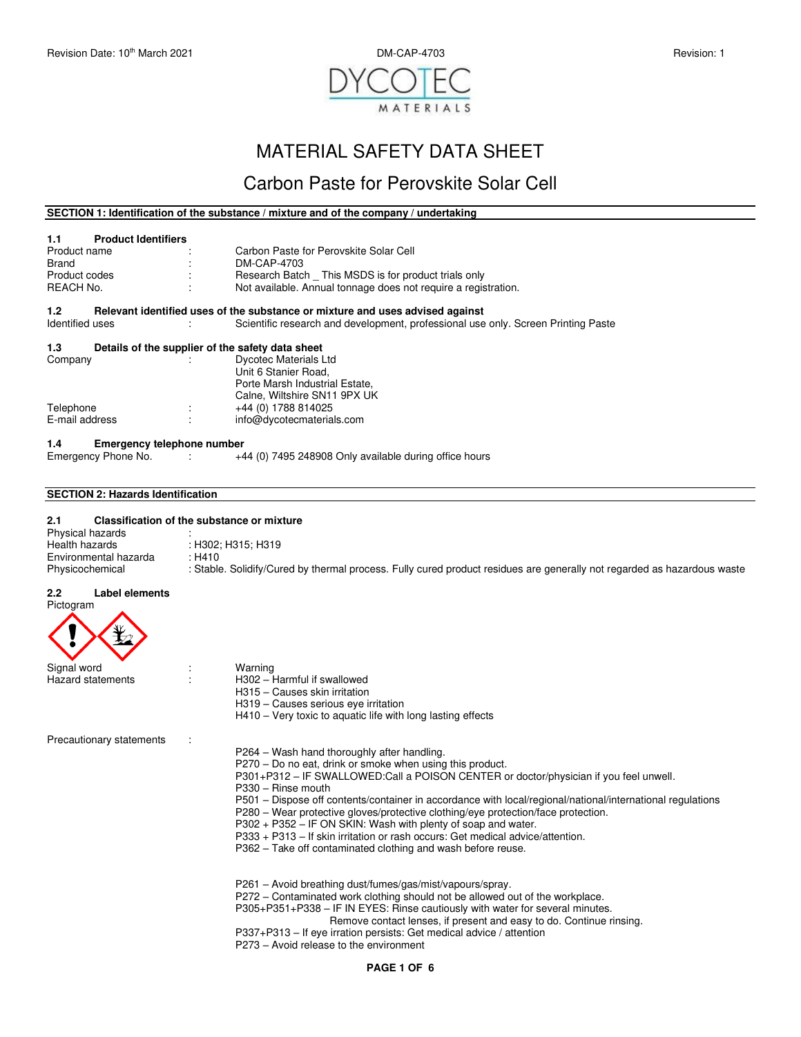Revision Date: 10th March 2021 DM-CAP-4703 Revision: 1

# MATERIAL SAFETY DATA SHEET

## Carbon Paste for Perovskite Solar Cell

### SECTION 1: Identification of the substance / mixture and of the company / undertaking

**1.1 Product Identifiers**

| | | |
|---|---|---|
| Product name | : | Carbon Paste for Perovskite Solar Cell |
| Brand | : | DM-CAP-4703 |
| Product codes | : | Research Batch _ This MSDS is for product trials only |
| REACH No. | : | Not available. Annual tonnage does not require a registration. |

**1.2 Relevant identified uses of the substance or mixture and uses advised against**

| | | |
|---|---|---|
| Identified uses | : | Scientific research and development, professional use only. Screen Printing Paste |

**1.3 Details of the supplier of the safety data sheet**

| | | |
|---|---|---|
| Company | : | Dycotec Materials Ltd<br>Unit 6 Stanier Road,<br>Porte Marsh Industrial Estate,<br>Calne, Wiltshire SN11 9PX UK |
| Telephone | : | +44 (0) 1788 814025 |
| E-mail address | : | info@dycotecmaterials.com |

**1.4 Emergency telephone number**

| | | |
|---|---|---|
| Emergency Phone No. | : | +44 (0) 7495 248908 Only available during office hours |

### SECTION 2: Hazards Identification

**2.1 Classification of the substance or mixture**

| | |
|---|---|
| Physical hazards | : |
| Health hazards | : H302; H315; H319 |
| Environmental hazarda | : H410 |
| Physicochemical | : Stable. Solidify/Cured by thermal process. Fully cured product residues are generally not regarded as hazardous waste |

**2.2 Label elements**

Pictogram

Signal word : Warning

Hazard statements :

- H302 – Harmful if swallowed
- H315 – Causes skin irritation
- H319 – Causes serious eye irritation
- H410 – Very toxic to aquatic life with long lasting effects

Precautionary statements :

- P264 – Wash hand thoroughly after handling.
- P270 – Do no eat, drink or smoke when using this product.
- P301+P312 – IF SWALLOWED:Call a POISON CENTER or doctor/physician if you feel unwell.
- P330 – Rinse mouth
- P501 – Dispose off contents/container in accordance with local/regional/national/international regulations
- P280 – Wear protective gloves/protective clothing/eye protection/face protection.
- P302 + P352 – IF ON SKIN: Wash with plenty of soap and water.
- P333 + P313 – If skin irritation or rash occurs: Get medical advice/attention.
- P362 – Take off contaminated clothing and wash before reuse.

- P261 – Avoid breathing dust/fumes/gas/mist/vapours/spray.
- P272 – Contaminated work clothing should not be allowed out of the workplace.
- P305+P351+P338 – IF IN EYES: Rinse cautiously with water for several minutes. Remove contact lenses, if present and easy to do. Continue rinsing.
- P337+P313 – If eye irration persists: Get medical advice / attention
- P273 – Avoid release to the environment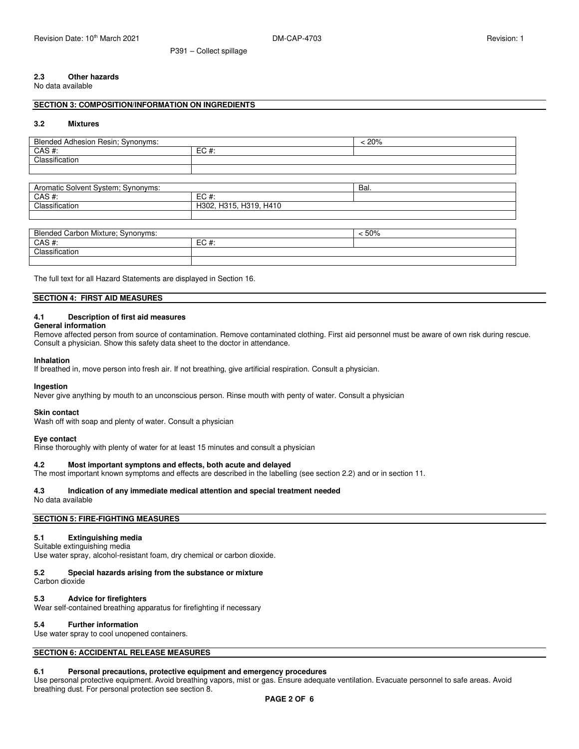P391 – Collect spillage

### 2.3 Other hazards

No data available

## SECTION 3: COMPOSITION/INFORMATION ON INGREDIENTS

### 3.2 Mixtures

| Blended Adhesion Resin; Synonyms: | | < 20% |
|---|---|---|
| CAS #: | EC #: | |
| Classification | | |
| | | |

| Aromatic Solvent System; Synonyms: | | Bal. |
|---|---|---|
| CAS #: | EC #: | |
| Classification | H302, H315, H319, H410 | |
| | | |

| Blended Carbon Mixture; Synonyms: | | < 50% |
|---|---|---|
| CAS #: | EC #: | |
| Classification | | |
| | | |

The full text for all Hazard Statements are displayed in Section 16.

## SECTION 4: FIRST AID MEASURES

### 4.1 Description of first aid measures

**General information**

Remove affected person from source of contamination. Remove contaminated clothing. First aid personnel must be aware of own risk during rescue. Consult a physician. Show this safety data sheet to the doctor in attendance.

**Inhalation**

If breathed in, move person into fresh air. If not breathing, give artificial respiration. Consult a physician.

**Ingestion**

Never give anything by mouth to an unconscious person. Rinse mouth with penty of water. Consult a physician

**Skin contact**

Wash off with soap and plenty of water. Consult a physician

**Eye contact**

Rinse thoroughly with plenty of water for at least 15 minutes and consult a physician

### 4.2 Most important symptons and effects, both acute and delayed

The most important known symptoms and effects are described in the labelling (see section 2.2) and or in section 11.

### 4.3 Indication of any immediate medical attention and special treatment needed

No data available

## SECTION 5: FIRE-FIGHTING MEASURES

### 5.1 Extinguishing media

Suitable extinguishing media

Use water spray, alcohol-resistant foam, dry chemical or carbon dioxide.

### 5.2 Special hazards arising from the substance or mixture

Carbon dioxide

### 5.3 Advice for firefighters

Wear self-contained breathing apparatus for firefighting if necessary

### 5.4 Further information

Use water spray to cool unopened containers.

## SECTION 6: ACCIDENTAL RELEASE MEASURES

### 6.1 Personal precautions, protective equipment and emergency procedures

Use personal protective equipment. Avoid breathing vapors, mist or gas. Ensure adequate ventilation. Evacuate personnel to safe areas. Avoid breathing dust. For personal protection see section 8.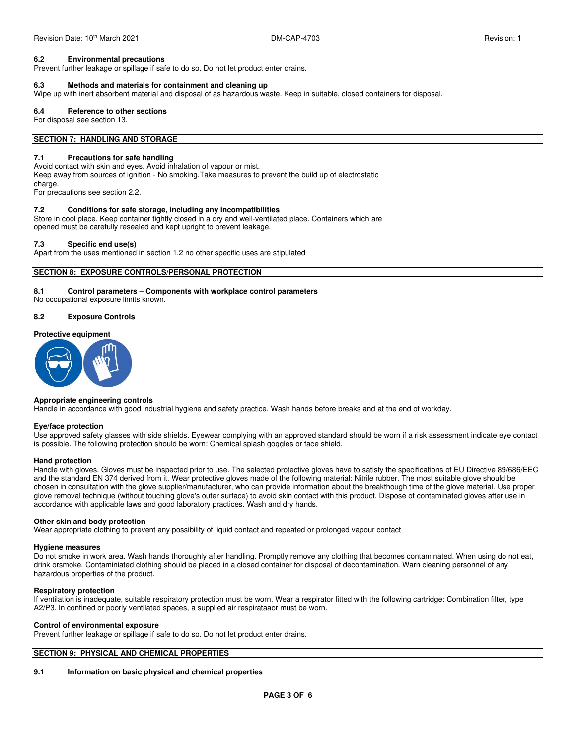### 6.2 Environmental precautions

Prevent further leakage or spillage if safe to do so. Do not let product enter drains.

### 6.3 Methods and materials for containment and cleaning up

Wipe up with inert absorbent material and disposal of as hazardous waste. Keep in suitable, closed containers for disposal.

### 6.4 Reference to other sections

For disposal see section 13.

## SECTION 7: HANDLING AND STORAGE

### 7.1 Precautions for safe handling

Avoid contact with skin and eyes. Avoid inhalation of vapour or mist.
Keep away from sources of ignition - No smoking.Take measures to prevent the build up of electrostatic charge.
For precautions see section 2.2.

### 7.2 Conditions for safe storage, including any incompatibilities

Store in cool place. Keep container tightly closed in a dry and well-ventilated place. Containers which are opened must be carefully resealed and kept upright to prevent leakage.

### 7.3 Specific end use(s)

Apart from the uses mentioned in section 1.2 no other specific uses are stipulated

## SECTION 8: EXPOSURE CONTROLS/PERSONAL PROTECTION

### 8.1 Control parameters – Components with workplace control parameters

No occupational exposure limits known.

### 8.2 Exposure Controls

**Protective equipment**

**Appropriate engineering controls**

Handle in accordance with good industrial hygiene and safety practice. Wash hands before breaks and at the end of workday.

**Eye/face protection**

Use approved safety glasses with side shields. Eyewear complying with an approved standard should be worn if a risk assessment indicate eye contact is possible. The following protection should be worn: Chemical splash goggles or face shield.

**Hand protection**

Handle with gloves. Gloves must be inspected prior to use. The selected protective gloves have to satisfy the specifications of EU Directive 89/686/EEC and the standard EN 374 derived from it. Wear protective gloves made of the following material: Nitrile rubber. The most suitable glove should be chosen in consultation with the glove supplier/manufacturer, who can provide information about the breakthough time of the glove material. Use proper glove removal technique (without touching glove's outer surface) to avoid skin contact with this product. Dispose of contaminated gloves after use in accordance with applicable laws and good laboratory practices. Wash and dry hands.

**Other skin and body protection**

Wear appropriate clothing to prevent any possibility of liquid contact and repeated or prolonged vapour contact

**Hygiene measures**

Do not smoke in work area. Wash hands thoroughly after handling. Promptly remove any clothing that becomes contaminated. When using do not eat, drink orsmoke. Contaminiated clothing should be placed in a closed container for disposal of decontamination. Warn cleaning personnel of any hazardous properties of the product.

**Respiratory protection**

If ventilation is inadequate, suitable respiratory protection must be worn. Wear a respirator fitted with the following cartridge: Combination filter, type A2/P3. In confined or poorly ventilated spaces, a supplied air respirataaor must be worn.

**Control of environmental exposure**

Prevent further leakage or spillage if safe to do so. Do not let product enter drains.

## SECTION 9: PHYSICAL AND CHEMICAL PROPERTIES

### 9.1 Information on basic physical and chemical properties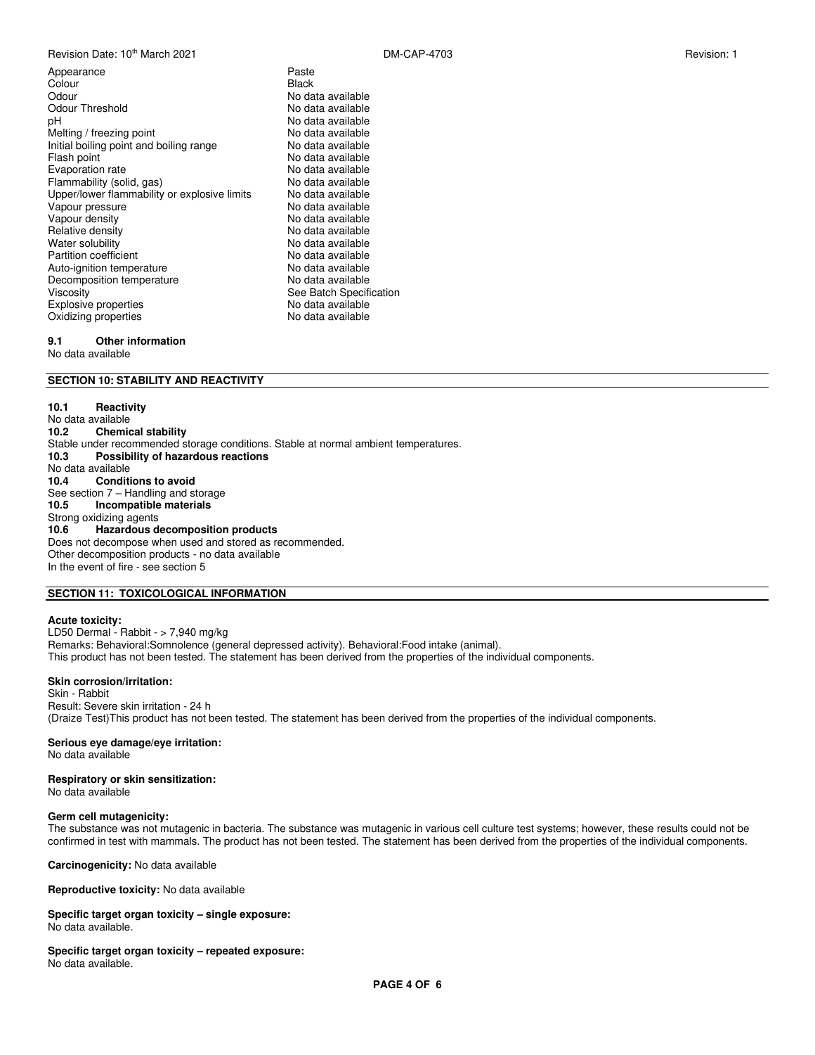| | |
|---|---|
| Appearance | Paste |
| Colour | Black |
| Odour | No data available |
| Odour Threshold | No data available |
| pH | No data available |
| Melting / freezing point | No data available |
| Initial boiling point and boiling range | No data available |
| Flash point | No data available |
| Evaporation rate | No data available |
| Flammability (solid, gas) | No data available |
| Upper/lower flammability or explosive limits | No data available |
| Vapour pressure | No data available |
| Vapour density | No data available |
| Relative density | No data available |
| Water solubility | No data available |
| Partition coefficient | No data available |
| Auto-ignition temperature | No data available |
| Decomposition temperature | No data available |
| Viscosity | See Batch Specification |
| Explosive properties | No data available |
| Oxidizing properties | No data available |

**9.1 Other information**

No data available

## SECTION 10: STABILITY AND REACTIVITY

**10.1 Reactivity**

No data available

**10.2 Chemical stability**

Stable under recommended storage conditions. Stable at normal ambient temperatures.

**10.3 Possibility of hazardous reactions**

No data available

**10.4 Conditions to avoid**

See section 7 – Handling and storage

**10.5 Incompatible materials**

Strong oxidizing agents

**10.6 Hazardous decomposition products**

Does not decompose when used and stored as recommended.
Other decomposition products - no data available
In the event of fire - see section 5

## SECTION 11: TOXICOLOGICAL INFORMATION

**Acute toxicity:**

LD50 Dermal - Rabbit - > 7,940 mg/kg
Remarks: Behavioral:Somnolence (general depressed activity). Behavioral:Food intake (animal).
This product has not been tested. The statement has been derived from the properties of the individual components.

**Skin corrosion/irritation:**

Skin - Rabbit
Result: Severe skin irritation - 24 h
(Draize Test)This product has not been tested. The statement has been derived from the properties of the individual components.

**Serious eye damage/eye irritation:**

No data available

**Respiratory or skin sensitization:**

No data available

**Germ cell mutagenicity:**

The substance was not mutagenic in bacteria. The substance was mutagenic in various cell culture test systems; however, these results could not be confirmed in test with mammals. The product has not been tested. The statement has been derived from the properties of the individual components.

**Carcinogenicity:** No data available

**Reproductive toxicity:** No data available

**Specific target organ toxicity – single exposure:**

No data available.

**Specific target organ toxicity – repeated exposure:**

No data available.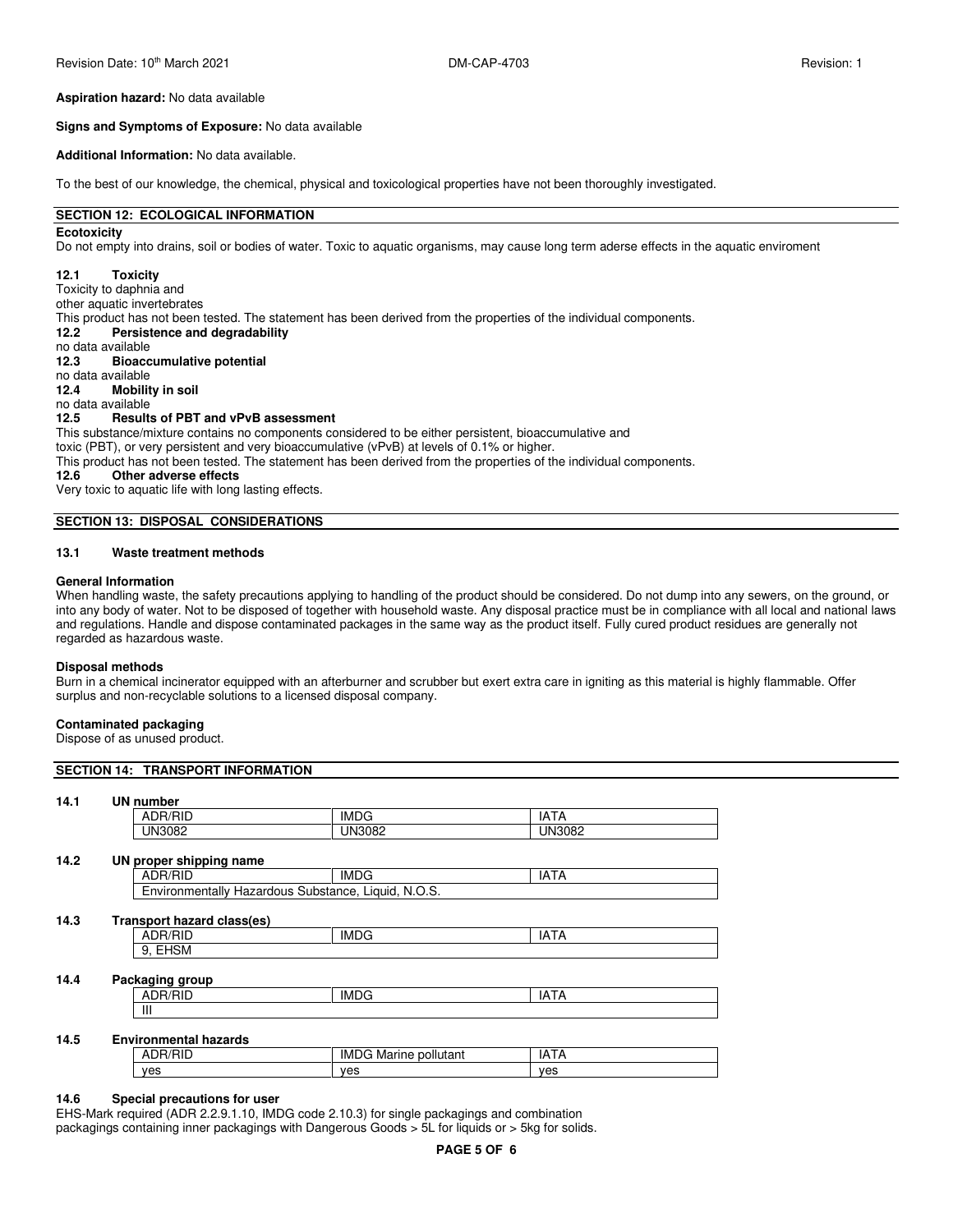**Aspiration hazard:** No data available

**Signs and Symptoms of Exposure:** No data available

**Additional Information:** No data available.

To the best of our knowledge, the chemical, physical and toxicological properties have not been thoroughly investigated.

## SECTION 12: ECOLOGICAL INFORMATION

**Ecotoxicity**

Do not empty into drains, soil or bodies of water. Toxic to aquatic organisms, may cause long term aderse effects in the aquatic enviroment

**12.1 Toxicity**

Toxicity to daphnia and
other aquatic invertebrates
This product has not been tested. The statement has been derived from the properties of the individual components.

**12.2 Persistence and degradability**

no data available

**12.3 Bioaccumulative potential**

no data available

**12.4 Mobility in soil**

no data available

**12.5 Results of PBT and vPvB assessment**

This substance/mixture contains no components considered to be either persistent, bioaccumulative and
toxic (PBT), or very persistent and very bioaccumulative (vPvB) at levels of 0.1% or higher.
This product has not been tested. The statement has been derived from the properties of the individual components.

**12.6 Other adverse effects**

Very toxic to aquatic life with long lasting effects.

## SECTION 13: DISPOSAL CONSIDERATIONS

**13.1 Waste treatment methods**

**General Information**

When handling waste, the safety precautions applying to handling of the product should be considered. Do not dump into any sewers, on the ground, or into any body of water. Not to be disposed of together with household waste. Any disposal practice must be in compliance with all local and national laws and regulations. Handle and dispose contaminated packages in the same way as the product itself. Fully cured product residues are generally not regarded as hazardous waste.

**Disposal methods**

Burn in a chemical incinerator equipped with an afterburner and scrubber but exert extra care in igniting as this material is highly flammable. Offer surplus and non-recyclable solutions to a licensed disposal company.

**Contaminated packaging**

Dispose of as unused product.

## SECTION 14: TRANSPORT INFORMATION

**14.1 UN number**

| ADR/RID | IMDG | IATA |
|---|---|---|
| UN3082 | UN3082 | UN3082 |

**14.2 UN proper shipping name**

| ADR/RID | IMDG | IATA |
|---|---|---|
| Environmentally Hazardous Substance, Liquid, N.O.S. | | |

**14.3 Transport hazard class(es)**

| ADR/RID | IMDG | IATA |
|---|---|---|
| 9, EHSM | | |

**14.4 Packaging group**

| ADR/RID | IMDG | IATA |
|---|---|---|
| III | | |

**14.5 Environmental hazards**

| ADR/RID | IMDG Marine pollutant | IATA |
|---|---|---|
| yes | yes | yes |

**14.6 Special precautions for user**

EHS-Mark required (ADR 2.2.9.1.10, IMDG code 2.10.3) for single packagings and combination packagings containing inner packagings with Dangerous Goods > 5L for liquids or > 5kg for solids.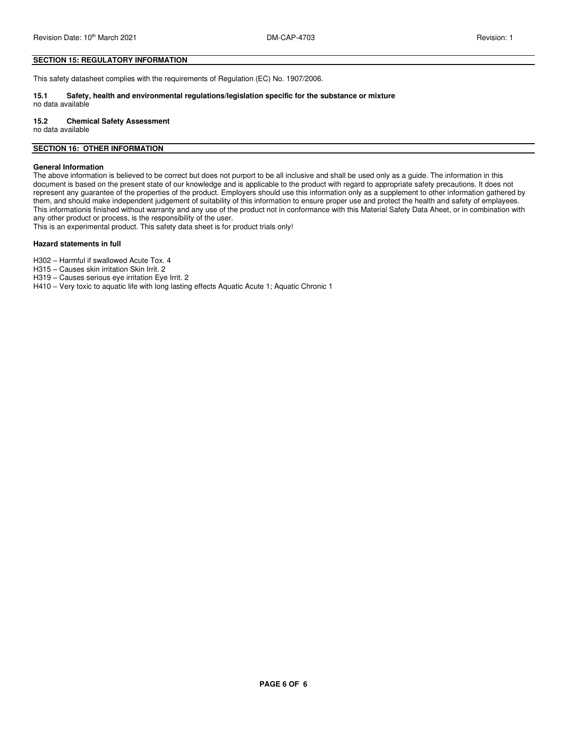## SECTION 15: REGULATORY INFORMATION

This safety datasheet complies with the requirements of Regulation (EC) No. 1907/2006.

**15.1 Safety, health and environmental regulations/legislation specific for the substance or mixture**
no data available

**15.2 Chemical Safety Assessment**
no data available

## SECTION 16: OTHER INFORMATION

**General Information**
The above information is believed to be correct but does not purport to be all inclusive and shall be used only as a guide. The information in this document is based on the present state of our knowledge and is applicable to the product with regard to appropriate safety precautions. It does not represent any guarantee of the properties of the product. Employers should use this information only as a supplement to other information gathered by them, and should make independent judgement of suitability of this information to ensure proper use and protect the health and safety of emplayees. This informationis finished without warranty and any use of the product not in conformance with this Material Safety Data Aheet, or in combination with any other product or process, is the responsibility of the user.
This is an experimental product. This safety data sheet is for product trials only!

**Hazard statements in full**

H302 – Harmful if swallowed Acute Tox. 4
H315 – Causes skin irritation Skin Irrit. 2
H319 – Causes serious eye irritation Eye Irrit. 2
H410 – Very toxic to aquatic life with long lasting effects Aquatic Acute 1; Aquatic Chronic 1